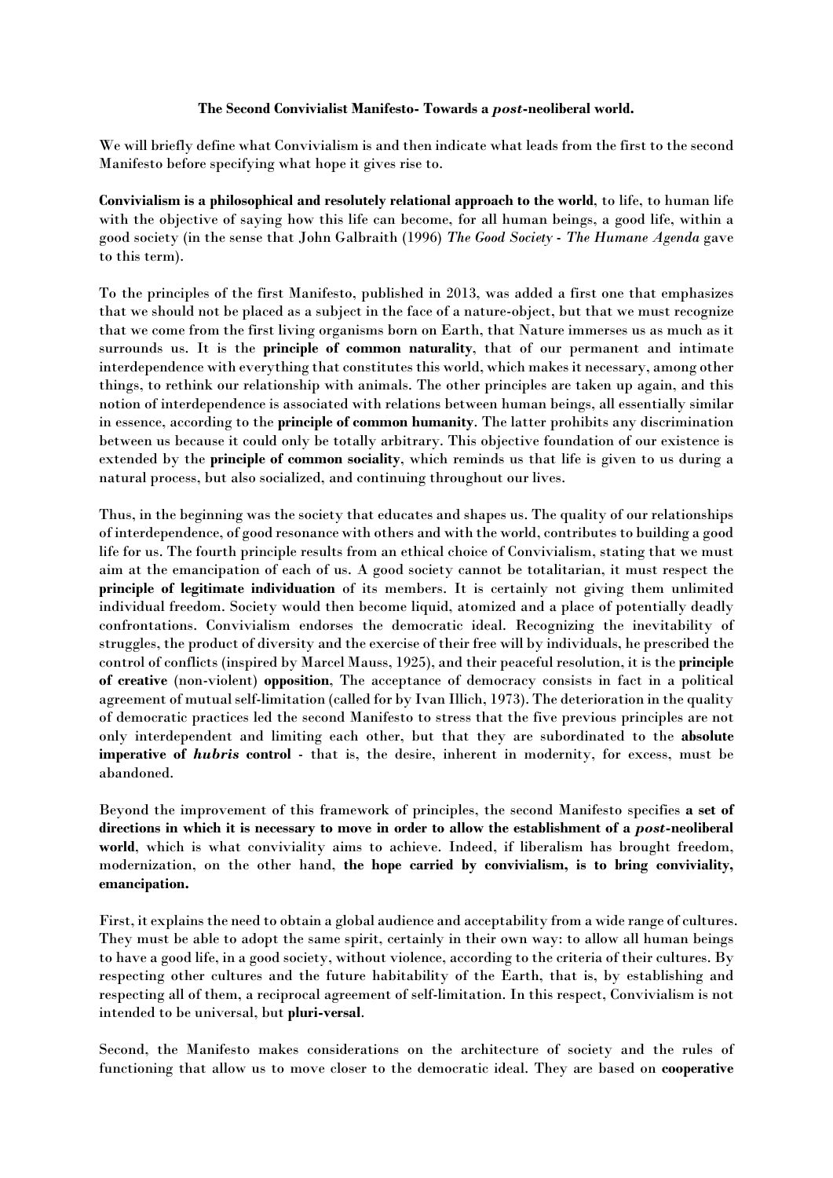**The Second Convivialist Manifesto- Towards a *post*-neoliberal world.**

We will briefly define what Convivialism is and then indicate what leads from the first to the second Manifesto before specifying what hope it gives rise to.

**Convivialism is a philosophical and resolutely relational approach to the world**, to life, to human life with the objective of saying how this life can become, for all human beings, a good life, within a good society (in the sense that John Galbraith (1996) *The Good Society - The Humane Agenda* gave to this term).

To the principles of the first Manifesto, published in 2013, was added a first one that emphasizes that we should not be placed as a subject in the face of a nature-object, but that we must recognize that we come from the first living organisms born on Earth, that Nature immerses us as much as it surrounds us. It is the **principle of common naturality**, that of our permanent and intimate interdependence with everything that constitutes this world, which makes it necessary, among other things, to rethink our relationship with animals. The other principles are taken up again, and this notion of interdependence is associated with relations between human beings, all essentially similar in essence, according to the **principle of common humanity**. The latter prohibits any discrimination between us because it could only be totally arbitrary. This objective foundation of our existence is extended by the **principle of common sociality**, which reminds us that life is given to us during a natural process, but also socialized, and continuing throughout our lives.

Thus, in the beginning was the society that educates and shapes us. The quality of our relationships of interdependence, of good resonance with others and with the world, contributes to building a good life for us. The fourth principle results from an ethical choice of Convivialism, stating that we must aim at the emancipation of each of us. A good society cannot be totalitarian, it must respect the **principle of legitimate individuation** of its members. It is certainly not giving them unlimited individual freedom. Society would then become liquid, atomized and a place of potentially deadly confrontations. Convivialism endorses the democratic ideal. Recognizing the inevitability of struggles, the product of diversity and the exercise of their free will by individuals, he prescribed the control of conflicts (inspired by Marcel Mauss, 1925), and their peaceful resolution, it is the **principle of creative** (non-violent) **opposition**, The acceptance of democracy consists in fact in a political agreement of mutual self-limitation (called for by Ivan Illich, 1973). The deterioration in the quality of democratic practices led the second Manifesto to stress that the five previous principles are not only interdependent and limiting each other, but that they are subordinated to the **absolute imperative of *hubris* control** - that is, the desire, inherent in modernity, for excess, must be abandoned.

Beyond the improvement of this framework of principles, the second Manifesto specifies **a set of directions in which it is necessary to move in order to allow the establishment of a *post*-neoliberal world**, which is what conviviality aims to achieve. Indeed, if liberalism has brought freedom, modernization, on the other hand, **the hope carried by convivialism, is to bring conviviality, emancipation.**

First, it explains the need to obtain a global audience and acceptability from a wide range of cultures. They must be able to adopt the same spirit, certainly in their own way: to allow all human beings to have a good life, in a good society, without violence, according to the criteria of their cultures. By respecting other cultures and the future habitability of the Earth, that is, by establishing and respecting all of them, a reciprocal agreement of self-limitation. In this respect, Convivialism is not intended to be universal, but **pluri-versal**.

Second, the Manifesto makes considerations on the architecture of society and the rules of functioning that allow us to move closer to the democratic ideal. They are based on **cooperative**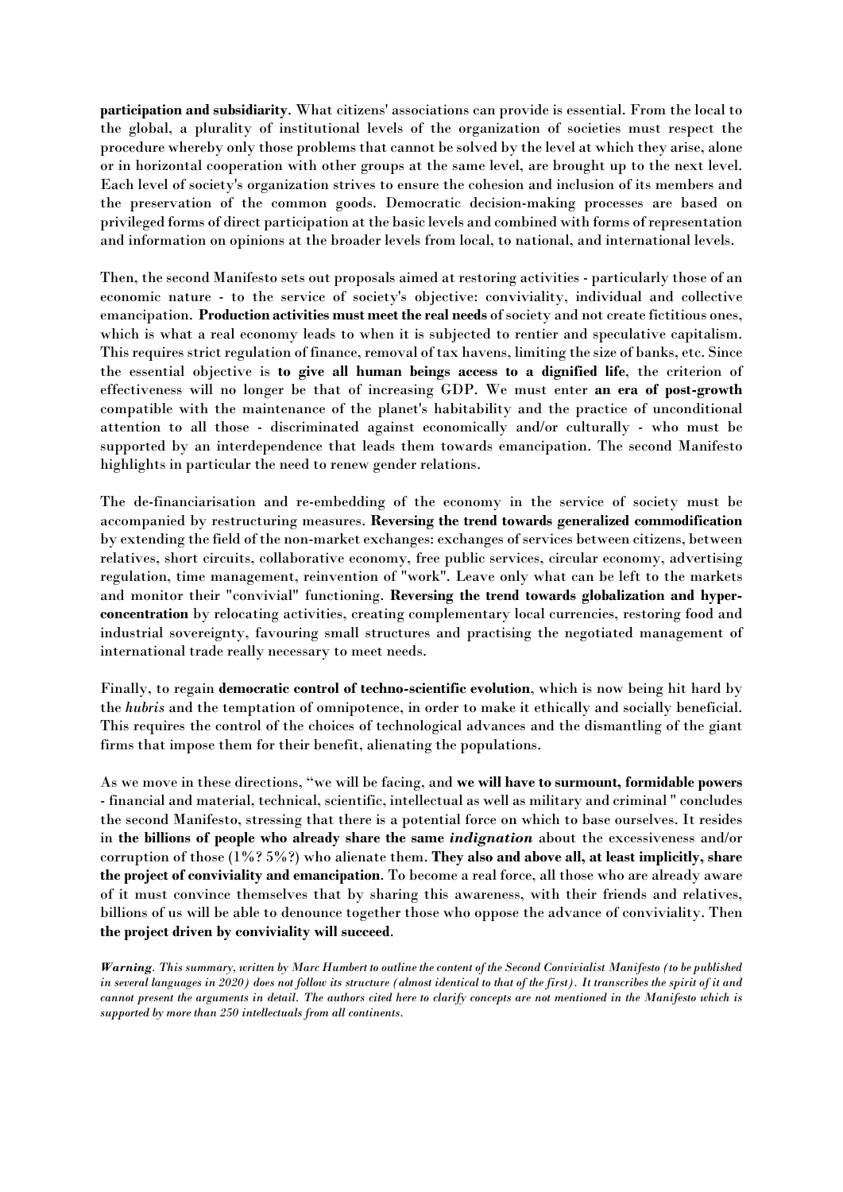**participation and subsidiarity**. What citizens' associations can provide is essential. From the local to the global, a plurality of institutional levels of the organization of societies must respect the procedure whereby only those problems that cannot be solved by the level at which they arise, alone or in horizontal cooperation with other groups at the same level, are brought up to the next level. Each level of society's organization strives to ensure the cohesion and inclusion of its members and the preservation of the common goods. Democratic decision-making processes are based on privileged forms of direct participation at the basic levels and combined with forms of representation and information on opinions at the broader levels from local, to national, and international levels.

Then, the second Manifesto sets out proposals aimed at restoring activities - particularly those of an economic nature - to the service of society's objective: conviviality, individual and collective emancipation. **Production activities must meet the real needs** of society and not create fictitious ones, which is what a real economy leads to when it is subjected to rentier and speculative capitalism. This requires strict regulation of finance, removal of tax havens, limiting the size of banks, etc. Since the essential objective is **to give all human beings access to a dignified life**, the criterion of effectiveness will no longer be that of increasing GDP. We must enter **an era of post-growth** compatible with the maintenance of the planet's habitability and the practice of unconditional attention to all those - discriminated against economically and/or culturally - who must be supported by an interdependence that leads them towards emancipation. The second Manifesto highlights in particular the need to renew gender relations.

The de-financiarisation and re-embedding of the economy in the service of society must be accompanied by restructuring measures. **Reversing the trend towards generalized commodification** by extending the field of the non-market exchanges: exchanges of services between citizens, between relatives, short circuits, collaborative economy, free public services, circular economy, advertising regulation, time management, reinvention of "work". Leave only what can be left to the markets and monitor their "convivial" functioning. **Reversing the trend towards globalization and hyper-concentration** by relocating activities, creating complementary local currencies, restoring food and industrial sovereignty, favouring small structures and practising the negotiated management of international trade really necessary to meet needs.

Finally, to regain **democratic control of techno-scientific evolution**, which is now being hit hard by the *hubris* and the temptation of omnipotence, in order to make it ethically and socially beneficial. This requires the control of the choices of technological advances and the dismantling of the giant firms that impose them for their benefit, alienating the populations.

As we move in these directions, "we will be facing, and **we will have to surmount, formidable powers** - financial and material, technical, scientific, intellectual as well as military and criminal " concludes the second Manifesto, stressing that there is a potential force on which to base ourselves. It resides in **the billions of people who already share the same *indignation*** about the excessiveness and/or corruption of those (1%? 5%?) who alienate them. **They also and above all, at least implicitly, share the project of conviviality and emancipation**. To become a real force, all those who are already aware of it must convince themselves that by sharing this awareness, with their friends and relatives, billions of us will be able to denounce together those who oppose the advance of conviviality. Then **the project driven by conviviality will succeed**.

***Warning**. This summary, written by Marc Humbert to outline the content of the Second Convivialist Manifesto (to be published in several languages in 2020) does not follow its structure (almost identical to that of the first). It transcribes the spirit of it and cannot present the arguments in detail. The authors cited here to clarify concepts are not mentioned in the Manifesto which is supported by more than 250 intellectuals from all continents.*